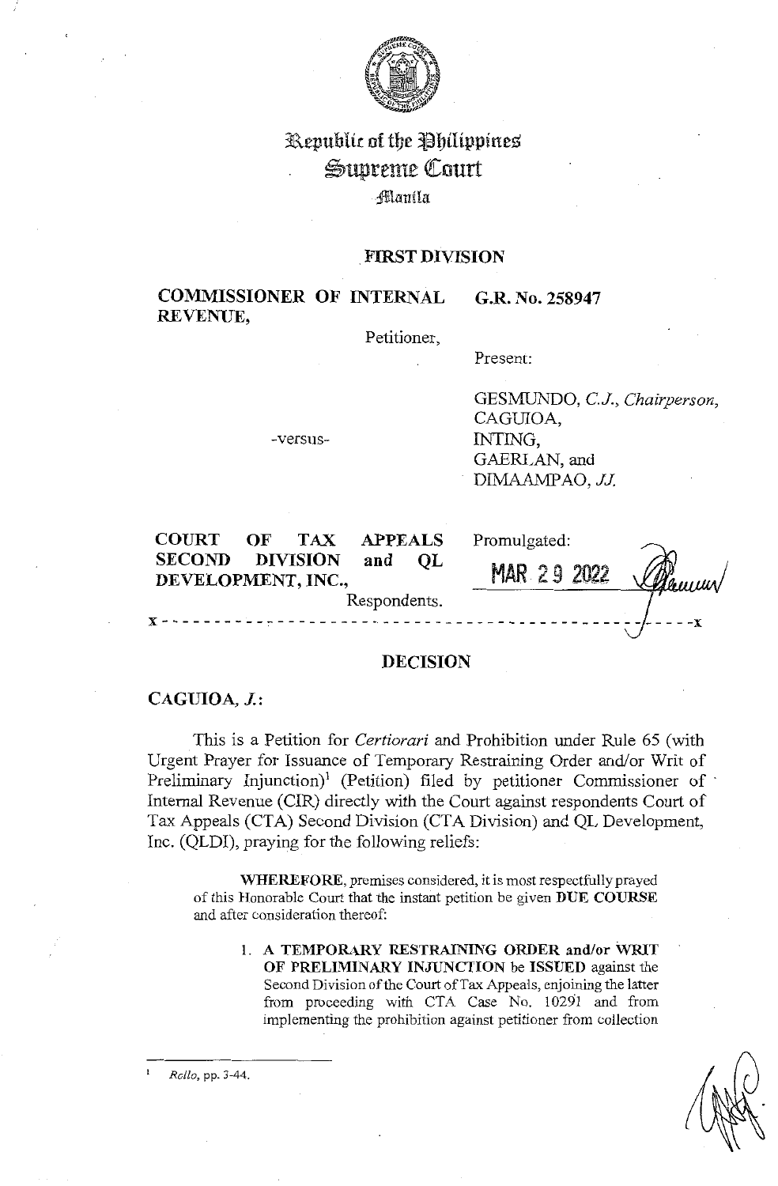# Republic of the Philippines
# Supreme Court
## Manila

## FIRST DIVISION

| | |
|---|---|
| **COMMISSIONER OF INTERNAL REVENUE,** Petitioner, | **G.R. No. 258947** |
| | Present: |
| -versus- | GESMUNDO, *C.J., Chairperson,* CAGUIOA, INTING, GAERLAN, and DIMAAMPAO, *JJ.* |
| **COURT OF TAX APPEALS SECOND DIVISION and QL DEVELOPMENT, INC.,** Respondents. | Promulgated: MAR 29 2022 |

x - - - - - - - - - - - - - - - - - - - - - - - - - - - - - - - - - - - - - - - - - - - - - - - - - - - - x

## DECISION

**CAGUIOA, *J.*:**

This is a Petition for *Certiorari* and Prohibition under Rule 65 (with Urgent Prayer for Issuance of Temporary Restraining Order and/or Writ of Preliminary Injunction)[1] (Petition) filed by petitioner Commissioner of Internal Revenue (CIR) directly with the Court against respondents Court of Tax Appeals (CTA) Second Division (CTA Division) and QL Development, Inc. (QLDI), praying for the following reliefs:

> **WHEREFORE**, premises considered, it is most respectfully prayed of this Honorable Court that the instant petition be given **DUE COURSE** and after consideration thereof:
>
> 1. **A TEMPORARY RESTRAINING ORDER and/or WRIT OF PRELIMINARY INJUNCTION** be **ISSUED** against the Second Division of the Court of Tax Appeals, enjoining the latter from proceeding with CTA Case No. 10291 and from implementing the prohibition against petitioner from collection

---

[1] *Rollo*, pp. 3-44.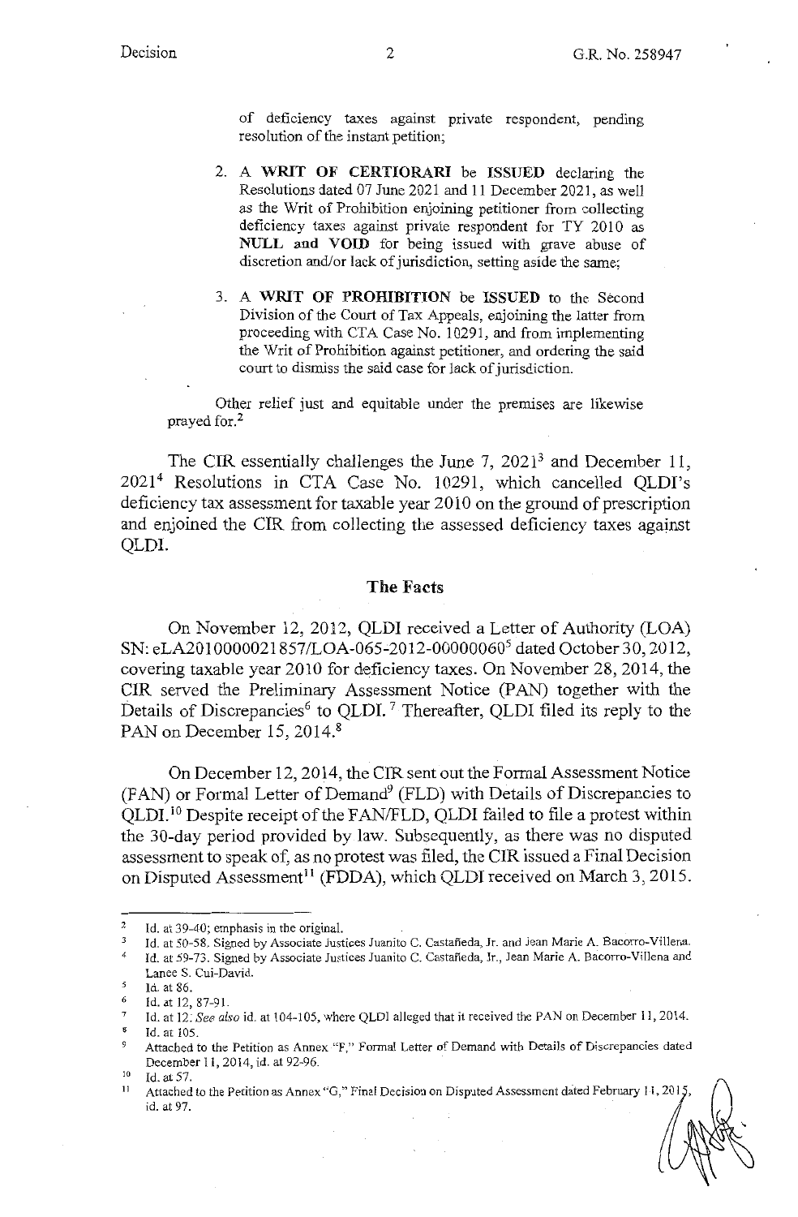of deficiency taxes against private respondent, pending resolution of the instant petition;

2. A **WRIT OF CERTIORARI** be **ISSUED** declaring the Resolutions dated 07 June 2021 and 11 December 2021, as well as the Writ of Prohibition enjoining petitioner from collecting deficiency taxes against private respondent for TY 2010 as **NULL and VOID** for being issued with grave abuse of discretion and/or lack of jurisdiction, setting aside the same;

3. A **WRIT OF PROHIBITION** be **ISSUED** to the Second Division of the Court of Tax Appeals, enjoining the latter from proceeding with CTA Case No. 10291, and from implementing the Writ of Prohibition against petitioner, and ordering the said court to dismiss the said case for lack of jurisdiction.

Other relief just and equitable under the premises are likewise prayed for.[2]

The CIR essentially challenges the June 7, 2021[3] and December 11, 2021[4] Resolutions in CTA Case No. 10291, which cancelled QLDI's deficiency tax assessment for taxable year 2010 on the ground of prescription and enjoined the CIR from collecting the assessed deficiency taxes against QLDI.

## The Facts

On November 12, 2012, QLDI received a Letter of Authority (LOA) SN: eLA201000021857/LOA-065-2012-00000060[5] dated October 30, 2012, covering taxable year 2010 for deficiency taxes. On November 28, 2014, the CIR served the Preliminary Assessment Notice (PAN) together with the Details of Discrepancies[6] to QLDI.[7] Thereafter, QLDI filed its reply to the PAN on December 15, 2014.[8]

On December 12, 2014, the CIR sent out the Formal Assessment Notice (FAN) or Formal Letter of Demand[9] (FLD) with Details of Discrepancies to QLDI.[10] Despite receipt of the FAN/FLD, QLDI failed to file a protest within the 30-day period provided by law. Subsequently, as there was no disputed assessment to speak of, as no protest was filed, the CIR issued a Final Decision on Disputed Assessment[11] (FDDA), which QLDI received on March 3, 2015.

---

[2] Id. at 39-40; emphasis in the original.

[3] Id. at 50-58. Signed by Associate Justices Juanito C. Castañeda, Jr. and Jean Marie A. Bacorro-Villena.

[4] Id. at 59-73. Signed by Associate Justices Juanito C. Castañeda, Jr., Jean Marie A. Bacorro-Villena and Lanee S. Cui-David.

[5] Id. at 86.

[6] Id. at 12, 87-91.

[7] Id. at 12. *See also* id. at 104-105, where QLDI alleged that it received the PAN on December 11, 2014.

[8] Id. at 105.

[9] Attached to the Petition as Annex "F," Formal Letter of Demand with Details of Discrepancies dated December 11, 2014, id. at 92-96.

[10] Id. at 57.

[11] Attached to the Petition as Annex "G," Final Decision on Disputed Assessment dated February 11, 2015, id. at 97.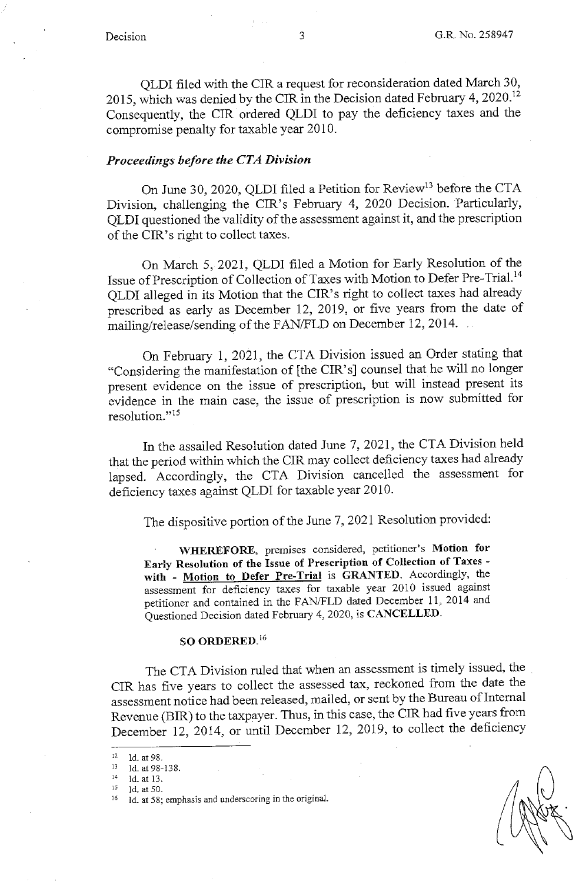QLDI filed with the CIR a request for reconsideration dated March 30, 2015, which was denied by the CIR in the Decision dated February 4, 2020.[12] Consequently, the CIR ordered QLDI to pay the deficiency taxes and the compromise penalty for taxable year 2010.

### *Proceedings before the CTA Division*

On June 30, 2020, QLDI filed a Petition for Review[13] before the CTA Division, challenging the CIR's February 4, 2020 Decision. Particularly, QLDI questioned the validity of the assessment against it, and the prescription of the CIR's right to collect taxes.

On March 5, 2021, QLDI filed a Motion for Early Resolution of the Issue of Prescription of Collection of Taxes with Motion to Defer Pre-Trial.[14] QLDI alleged in its Motion that the CIR's right to collect taxes had already prescribed as early as December 12, 2019, or five years from the date of mailing/release/sending of the FAN/FLD on December 12, 2014.

On February 1, 2021, the CTA Division issued an Order stating that "Considering the manifestation of [the CIR's] counsel that he will no longer present evidence on the issue of prescription, but will instead present its evidence in the main case, the issue of prescription is now submitted for resolution."[15]

In the assailed Resolution dated June 7, 2021, the CTA Division held that the period within which the CIR may collect deficiency taxes had already lapsed. Accordingly, the CTA Division cancelled the assessment for deficiency taxes against QLDI for taxable year 2010.

The dispositive portion of the June 7, 2021 Resolution provided:

> **WHEREFORE**, premises considered, petitioner's **Motion for Early Resolution of the Issue of Prescription of Collection of Taxes - with - <u>Motion to Defer Pre-Trial</u>** is **GRANTED**. Accordingly, the assessment for deficiency taxes for taxable year 2010 issued against petitioner and contained in the FAN/FLD dated December 11, 2014 and Questioned Decision dated February 4, 2020, is **CANCELLED**.
>
> **SO ORDERED.**[16]

The CTA Division ruled that when an assessment is timely issued, the CIR has five years to collect the assessed tax, reckoned from the date the assessment notice had been released, mailed, or sent by the Bureau of Internal Revenue (BIR) to the taxpayer. Thus, in this case, the CIR had five years from December 12, 2014, or until December 12, 2019, to collect the deficiency

---

[12] Id. at 98.
[13] Id. at 98-138.
[14] Id. at 13.
[15] Id. at 50.
[16] Id. at 58; emphasis and underscoring in the original.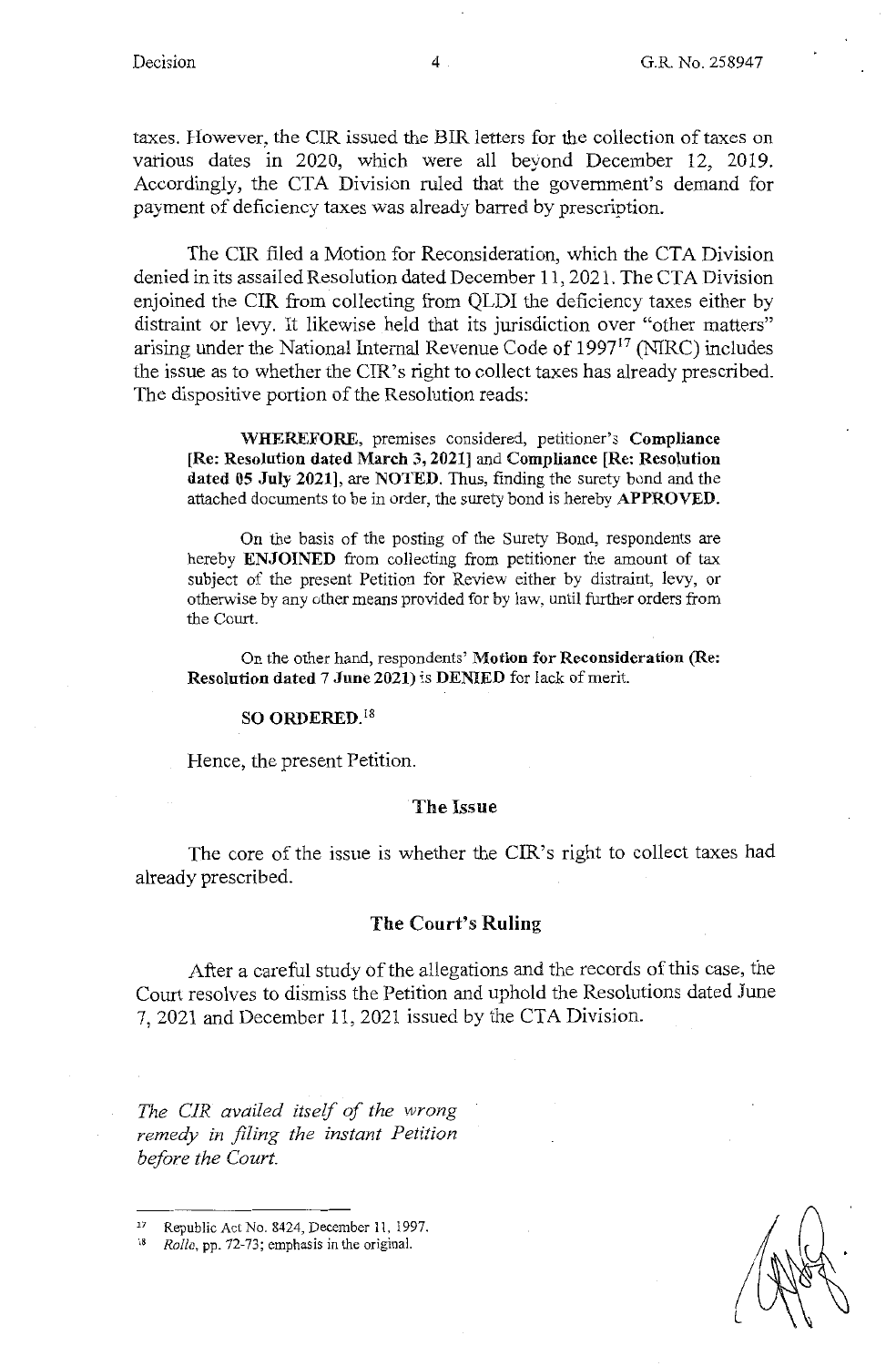taxes. However, the CIR issued the BIR letters for the collection of taxes on various dates in 2020, which were all beyond December 12, 2019. Accordingly, the CTA Division ruled that the government's demand for payment of deficiency taxes was already barred by prescription.

The CIR filed a Motion for Reconsideration, which the CTA Division denied in its assailed Resolution dated December 11, 2021. The CTA Division enjoined the CIR from collecting from QLDI the deficiency taxes either by distraint or levy. It likewise held that its jurisdiction over "other matters" arising under the National Internal Revenue Code of 1997[17] (NIRC) includes the issue as to whether the CIR's right to collect taxes has already prescribed. The dispositive portion of the Resolution reads:

> **WHEREFORE,** premises considered, petitioner's **Compliance [Re: Resolution dated March 3, 2021]** and **Compliance [Re: Resolution dated 05 July 2021],** are **NOTED.** Thus, finding the surety bond and the attached documents to be in order, the surety bond is hereby **APPROVED.**
>
> On the basis of the posting of the Surety Bond, respondents are hereby **ENJOINED** from collecting from petitioner the amount of tax subject of the present Petition for Review either by distraint, levy, or otherwise by any other means provided for by law, until further orders from the Court.
>
> On the other hand, respondents' **Motion for Reconsideration (Re: Resolution dated 7 June 2021)** is **DENIED** for lack of merit.
>
> **SO ORDERED.**[18]

Hence, the present Petition.

## The Issue

The core of the issue is whether the CIR's right to collect taxes had already prescribed.

## The Court's Ruling

After a careful study of the allegations and the records of this case, the Court resolves to dismiss the Petition and uphold the Resolutions dated June 7, 2021 and December 11, 2021 issued by the CTA Division.

*The CIR availed itself of the wrong remedy in filing the instant Petition before the Court.*

---

[17] Republic Act No. 8424, December 11, 1997.

[18] *Rollo*, pp. 72-73; emphasis in the original.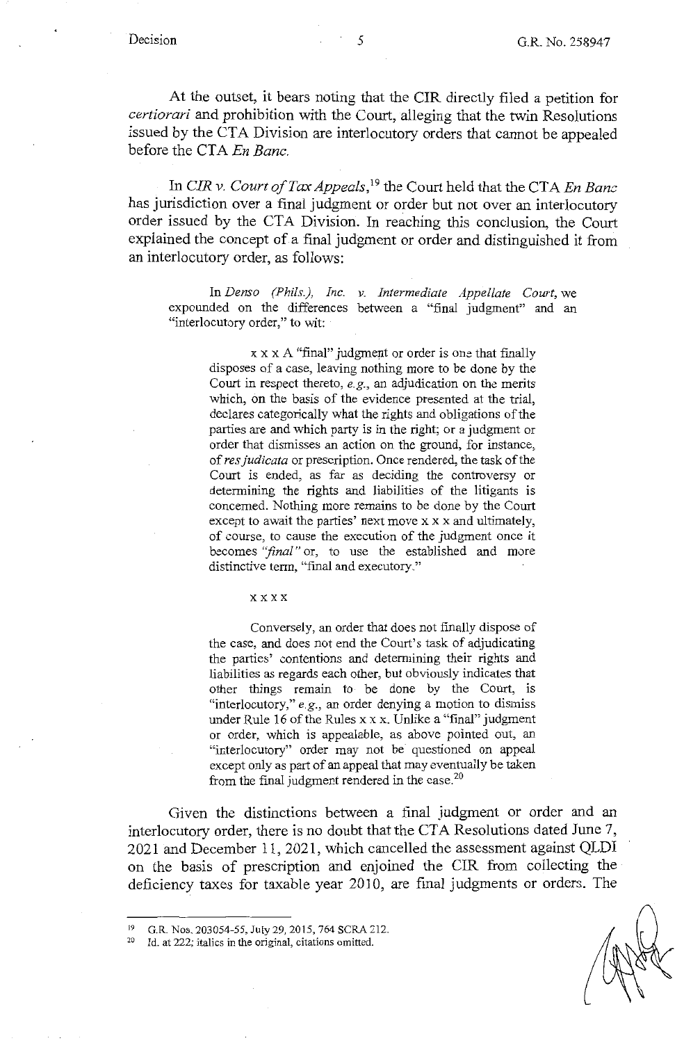At the outset, it bears noting that the CIR directly filed a petition for *certiorari* and prohibition with the Court, alleging that the twin Resolutions issued by the CTA Division are interlocutory orders that cannot be appealed before the CTA *En Banc.*

In *CIR v. Court of Tax Appeals,*[19] the Court held that the CTA *En Banc* has jurisdiction over a final judgment or order but not over an interlocutory order issued by the CTA Division. In reaching this conclusion, the Court explained the concept of a final judgment or order and distinguished it from an interlocutory order, as follows:

> In *Denso (Phils.), Inc. v. Intermediate Appellate Court,* we expounded on the differences between a "final judgment" and an "interlocutory order," to wit:
>
> > x x x A "final" judgment or order is one that finally disposes of a case, leaving nothing more to be done by the Court in respect thereto, *e.g.,* an adjudication on the merits which, on the basis of the evidence presented at the trial, declares categorically what the rights and obligations of the parties are and which party is in the right; or a judgment or order that dismisses an action on the ground, for instance, of *res judicata* or prescription. Once rendered, the task of the Court is ended, as far as deciding the controversy or determining the rights and liabilities of the litigants is concerned. Nothing more remains to be done by the Court except to await the parties' next move x x x and ultimately, of course, to cause the execution of the judgment once it becomes *"final"* or, to use the established and more distinctive term, "final and executory."
> >
> > x x x x
> >
> > Conversely, an order that does not finally dispose of the case, and does not end the Court's task of adjudicating the parties' contentions and determining their rights and liabilities as regards each other, but obviously indicates that other things remain to be done by the Court, is "interlocutory," *e.g.,* an order denying a motion to dismiss under Rule 16 of the Rules x x x. Unlike a "final" judgment or order, which is appealable, as above pointed out, an "interlocutory" order may not be questioned on appeal except only as part of an appeal that may eventually be taken from the final judgment rendered in the case.[20]

Given the distinctions between a final judgment or order and an interlocutory order, there is no doubt that the CTA Resolutions dated June 7, 2021 and December 11, 2021, which cancelled the assessment against QLDI on the basis of prescription and enjoined the CIR from collecting the deficiency taxes for taxable year 2010, are final judgments or orders. The

---

[19] G.R. Nos. 203054-55, July 29, 2015, 764 SCRA 212.

[20] Id. at 222; italics in the original, citations omitted.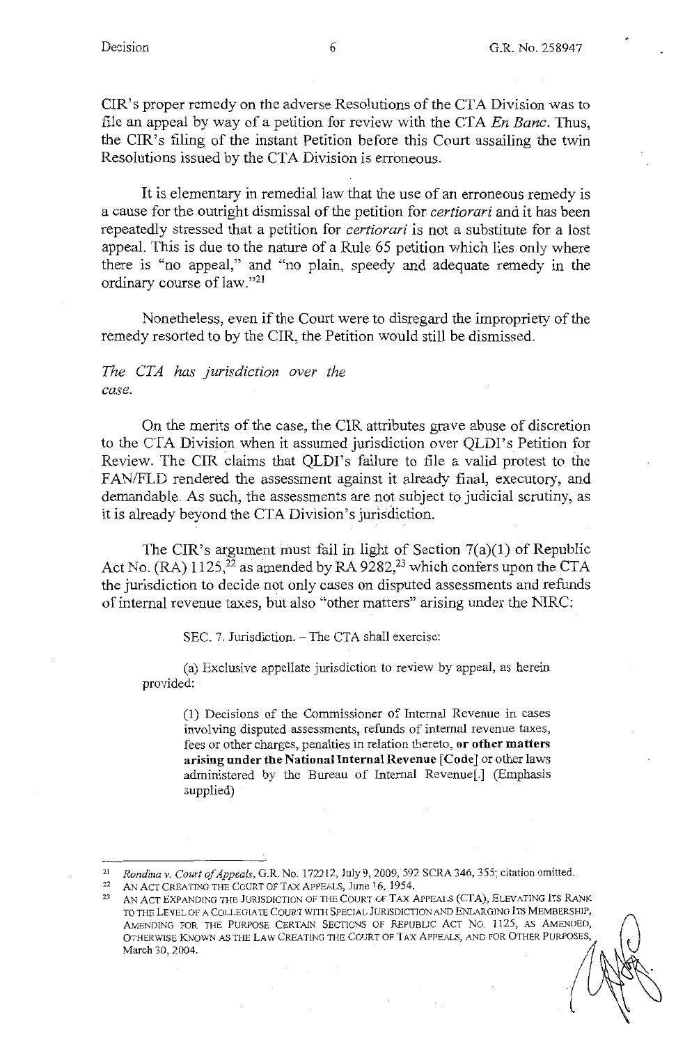CIR's proper remedy on the adverse Resolutions of the CTA Division was to file an appeal by way of a petition for review with the CTA *En Banc*. Thus, the CIR's filing of the instant Petition before this Court assailing the twin Resolutions issued by the CTA Division is erroneous.

It is elementary in remedial law that the use of an erroneous remedy is a cause for the outright dismissal of the petition for *certiorari* and it has been repeatedly stressed that a petition for *certiorari* is not a substitute for a lost appeal. This is due to the nature of a Rule 65 petition which lies only where there is "no appeal," and "no plain, speedy and adequate remedy in the ordinary course of law."[21]

Nonetheless, even if the Court were to disregard the impropriety of the remedy resorted to by the CIR, the Petition would still be dismissed.

*The CTA has jurisdiction over the case.*

On the merits of the case, the CIR attributes grave abuse of discretion to the CTA Division when it assumed jurisdiction over QLDI's Petition for Review. The CIR claims that QLDI's failure to file a valid protest to the FAN/FLD rendered the assessment against it already final, executory, and demandable. As such, the assessments are not subject to judicial scrutiny, as it is already beyond the CTA Division's jurisdiction.

The CIR's argument must fail in light of Section 7(a)(1) of Republic Act No. (RA) 1125,[22] as amended by RA 9282,[23] which confers upon the CTA the jurisdiction to decide not only cases on disputed assessments and refunds of internal revenue taxes, but also "other matters" arising under the NIRC:

> SEC. 7. Jurisdiction. – The CTA shall exercise:
>
> (a) Exclusive appellate jurisdiction to review by appeal, as herein provided:
>
> (1) Decisions of the Commissioner of Internal Revenue in cases involving disputed assessments, refunds of internal revenue taxes, fees or other charges, penalties in relation thereto, **or other matters arising under the National Internal Revenue [Code]** or other laws administered by the Bureau of Internal Revenue[.] (Emphasis supplied)

---

[21] *Rondina v. Court of Appeals*, G.R. No. 172212, July 9, 2009, 592 SCRA 346, 355; citation omitted.

[22] AN ACT CREATING THE COURT OF TAX APPEALS, June 16, 1954.

[23] AN ACT EXPANDING THE JURISDICTION OF THE COURT OF TAX APPEALS (CTA), ELEVATING ITS RANK TO THE LEVEL OF A COLLEGIATE COURT WITH SPECIAL JURISDICTION AND ENLARGING ITS MEMBERSHIP, AMENDING FOR THE PURPOSE CERTAIN SECTIONS OF REPUBLIC ACT NO. 1125, AS AMENDED, OTHERWISE KNOWN AS THE LAW CREATING THE COURT OF TAX APPEALS, AND FOR OTHER PURPOSES, March 30, 2004.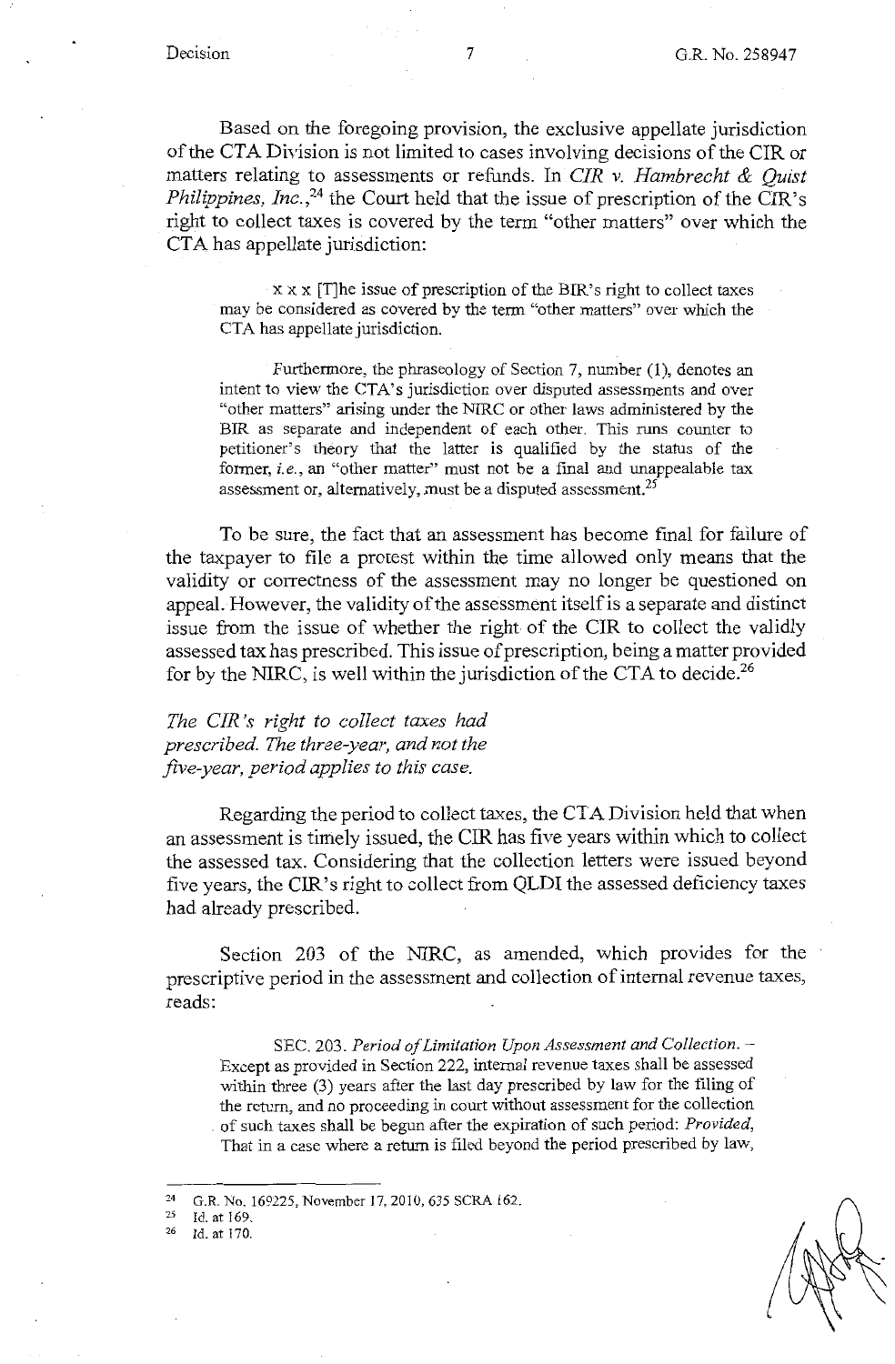Based on the foregoing provision, the exclusive appellate jurisdiction of the CTA Division is not limited to cases involving decisions of the CIR or matters relating to assessments or refunds. In *CIR v. Hambrecht & Quist Philippines, Inc.*,[24] the Court held that the issue of prescription of the CIR's right to collect taxes is covered by the term "other matters" over which the CTA has appellate jurisdiction:

> x x x [T]he issue of prescription of the BIR's right to collect taxes may be considered as covered by the term "other matters" over which the CTA has appellate jurisdiction.
>
> Furthermore, the phraseology of Section 7, number (1), denotes an intent to view the CTA's jurisdiction over disputed assessments and over "other matters" arising under the NIRC or other laws administered by the BIR as separate and independent of each other. This runs counter to petitioner's theory that the latter is qualified by the status of the former, *i.e.*, an "other matter" must not be a final and unappealable tax assessment or, alternatively, must be a disputed assessment.[25]

To be sure, the fact that an assessment has become final for failure of the taxpayer to file a protest within the time allowed only means that the validity or correctness of the assessment may no longer be questioned on appeal. However, the validity of the assessment itself is a separate and distinct issue from the issue of whether the right of the CIR to collect the validly assessed tax has prescribed. This issue of prescription, being a matter provided for by the NIRC, is well within the jurisdiction of the CTA to decide.[26]

*The CIR's right to collect taxes had prescribed. The three-year, and not the five-year, period applies to this case.*

Regarding the period to collect taxes, the CTA Division held that when an assessment is timely issued, the CIR has five years within which to collect the assessed tax. Considering that the collection letters were issued beyond five years, the CIR's right to collect from QLDI the assessed deficiency taxes had already prescribed.

Section 203 of the NIRC, as amended, which provides for the prescriptive period in the assessment and collection of internal revenue taxes, reads:

> SEC. 203. *Period of Limitation Upon Assessment and Collection.* – Except as provided in Section 222, internal revenue taxes shall be assessed within three (3) years after the last day prescribed by law for the filing of the return, and no proceeding in court without assessment for the collection of such taxes shall be begun after the expiration of such period: *Provided,* That in a case where a return is filed beyond the period prescribed by law,

---

[24] G.R. No. 169225, November 17, 2010, 635 SCRA 162.

[25] Id. at 169.

[26] Id. at 170.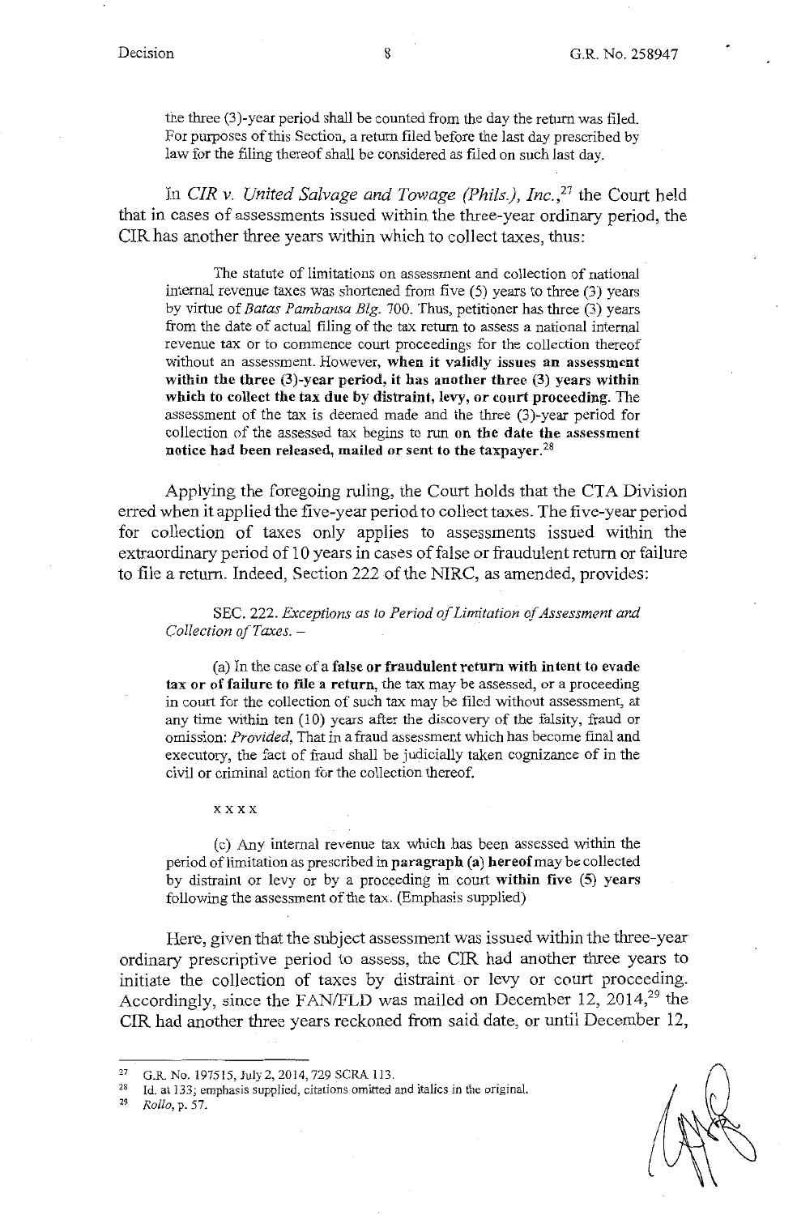the three (3)-year period shall be counted from the day the return was filed. For purposes of this Section, a return filed before the last day prescribed by law for the filing thereof shall be considered as filed on such last day.

In *CIR v. United Salvage and Towage (Phils.), Inc.*,[27] the Court held that in cases of assessments issued within the three-year ordinary period, the CIR has another three years within which to collect taxes, thus:

> The statute of limitations on assessment and collection of national internal revenue taxes was shortened from five (5) years to three (3) years by virtue of *Batas Pambansa Blg.* 700. Thus, petitioner has three (3) years from the date of actual filing of the tax return to assess a national internal revenue tax or to commence court proceedings for the collection thereof without an assessment. However, **when it validly issues an assessment within the three (3)-year period, it has another three (3) years within which to collect the tax due by distraint, levy, or court proceeding.** The assessment of the tax is deemed made and the three (3)-year period for collection of the assessed tax begins to run **on the date the assessment notice had been released, mailed or sent to the taxpayer.**[28]

Applying the foregoing ruling, the Court holds that the CTA Division erred when it applied the five-year period to collect taxes. The five-year period for collection of taxes only applies to assessments issued within the extraordinary period of 10 years in cases of false or fraudulent return or failure to file a return. Indeed, Section 222 of the NIRC, as amended, provides:

> SEC. 222. *Exceptions as to Period of Limitation of Assessment and Collection of Taxes.* –
>
> (a) In the case of a **false or fraudulent return with intent to evade tax or of failure to file a return,** the tax may be assessed, or a proceeding in court for the collection of such tax may be filed without assessment, at any time within ten (10) years after the discovery of the falsity, fraud or omission: *Provided,* That in a fraud assessment which has become final and executory, the fact of fraud shall be judicially taken cognizance of in the civil or criminal action for the collection thereof.
>
> x x x x
>
> (c) Any internal revenue tax which has been assessed within the period of limitation as prescribed in **paragraph (a) hereof** may be collected by distraint or levy or by a proceeding in court **within five (5) years** following the assessment of the tax. (Emphasis supplied)

Here, given that the subject assessment was issued within the three-year ordinary prescriptive period to assess, the CIR had another three years to initiate the collection of taxes by distraint or levy or court proceeding. Accordingly, since the FAN/FLD was mailed on December 12, 2014,[29] the CIR had another three years reckoned from said date, or until December 12,

---

[27] G.R. No. 197515, July 2, 2014, 729 SCRA 113.

[28] Id. at 133; emphasis supplied, citations omitted and italics in the original.

[29] *Rollo*, p. 57.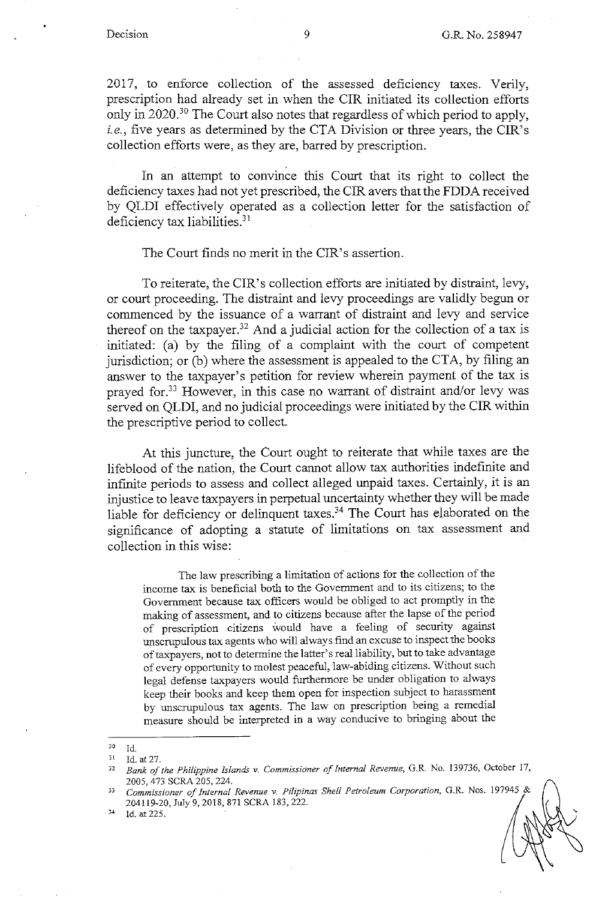2017, to enforce collection of the assessed deficiency taxes. Verily, prescription had already set in when the CIR initiated its collection efforts only in 2020.[30] The Court also notes that regardless of which period to apply, *i.e.*, five years as determined by the CTA Division or three years, the CIR's collection efforts were, as they are, barred by prescription.

In an attempt to convince this Court that its right to collect the deficiency taxes had not yet prescribed, the CIR avers that the FDDA received by QLDI effectively operated as a collection letter for the satisfaction of deficiency tax liabilities.[31]

The Court finds no merit in the CIR's assertion.

To reiterate, the CIR's collection efforts are initiated by distraint, levy, or court proceeding. The distraint and levy proceedings are validly begun or commenced by the issuance of a warrant of distraint and levy and service thereof on the taxpayer.[32] And a judicial action for the collection of a tax is initiated: (a) by the filing of a complaint with the court of competent jurisdiction; or (b) where the assessment is appealed to the CTA, by filing an answer to the taxpayer's petition for review wherein payment of the tax is prayed for.[33] However, in this case no warrant of distraint and/or levy was served on QLDI, and no judicial proceedings were initiated by the CIR within the prescriptive period to collect.

At this juncture, the Court ought to reiterate that while taxes are the lifeblood of the nation, the Court cannot allow tax authorities indefinite and infinite periods to assess and collect alleged unpaid taxes. Certainly, it is an injustice to leave taxpayers in perpetual uncertainty whether they will be made liable for deficiency or delinquent taxes.[34] The Court has elaborated on the significance of adopting a statute of limitations on tax assessment and collection in this wise:

> The law prescribing a limitation of actions for the collection of the income tax is beneficial both to the Government and to its citizens; to the Government because tax officers would be obliged to act promptly in the making of assessment, and to citizens because after the lapse of the period of prescription citizens would have a feeling of security against unscrupulous tax agents who will always find an excuse to inspect the books of taxpayers, not to determine the latter's real liability, but to take advantage of every opportunity to molest peaceful, law-abiding citizens. Without such legal defense taxpayers would furthermore be under obligation to always keep their books and keep them open for inspection subject to harassment by unscrupulous tax agents. The law on prescription being a remedial measure should be interpreted in a way conducive to bringing about the

---

[30] Id.

[31] Id. at 27.

[32] *Bank of the Philippine Islands v. Commissioner of Internal Revenue*, G.R. No. 139736, October 17, 2005, 473 SCRA 205, 224.

[33] *Commissioner of Internal Revenue v. Pilipinas Shell Petroleum Corporation*, G.R. Nos. 197945 & 204119-20, July 9, 2018, 871 SCRA 183, 222.

[34] Id. at 225.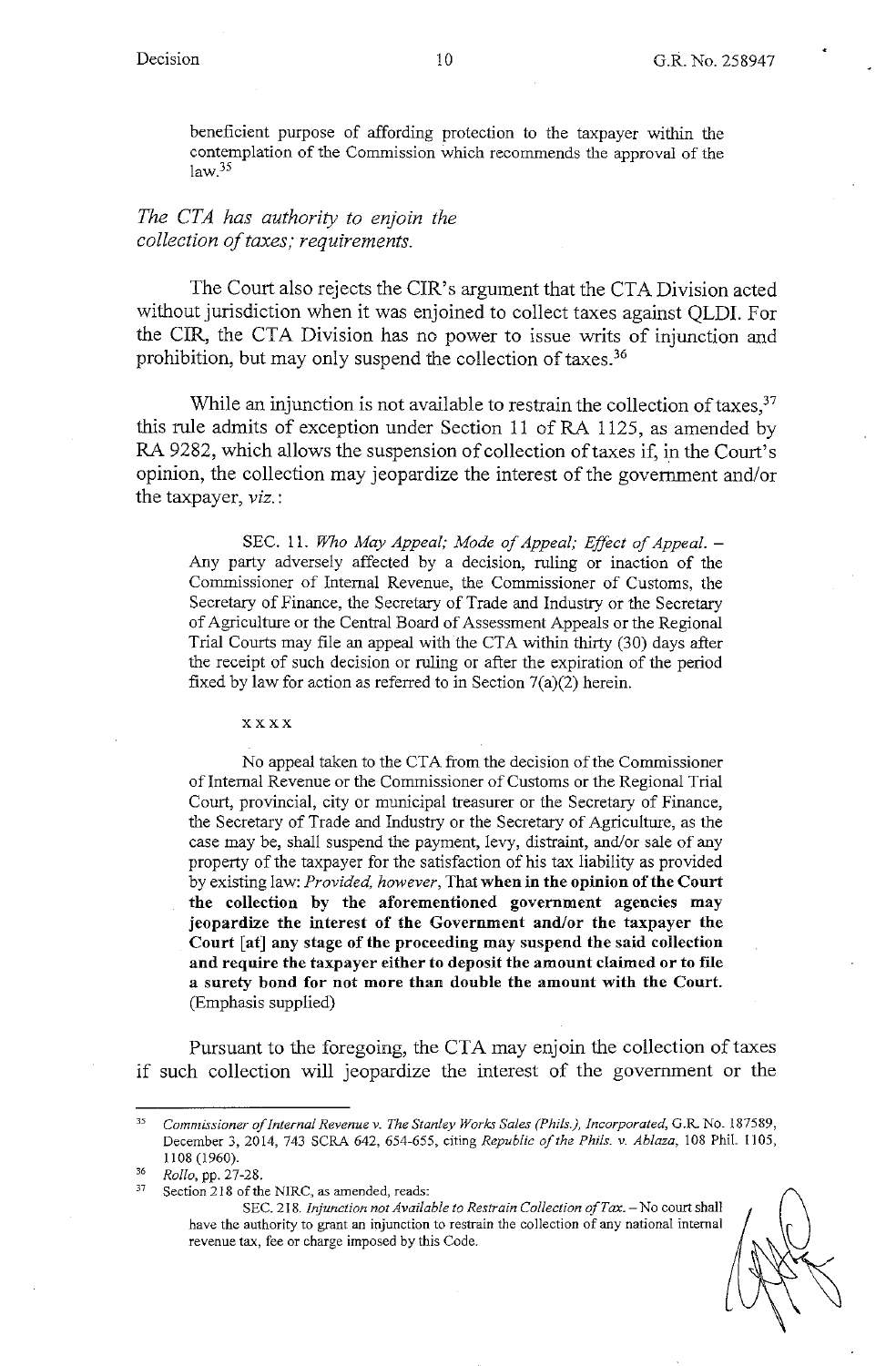beneficient purpose of affording protection to the taxpayer within the contemplation of the Commission which recommends the approval of the law.[35]

*The CTA has authority to enjoin the collection of taxes; requirements.*

The Court also rejects the CIR's argument that the CTA Division acted without jurisdiction when it was enjoined to collect taxes against QLDI. For the CIR, the CTA Division has no power to issue writs of injunction and prohibition, but may only suspend the collection of taxes.[36]

While an injunction is not available to restrain the collection of taxes,[37] this rule admits of exception under Section 11 of RA 1125, as amended by RA 9282, which allows the suspension of collection of taxes if, in the Court's opinion, the collection may jeopardize the interest of the government and/or the taxpayer, *viz.*:

> SEC. 11. *Who May Appeal; Mode of Appeal; Effect of Appeal.* – Any party adversely affected by a decision, ruling or inaction of the Commissioner of Internal Revenue, the Commissioner of Customs, the Secretary of Finance, the Secretary of Trade and Industry or the Secretary of Agriculture or the Central Board of Assessment Appeals or the Regional Trial Courts may file an appeal with the CTA within thirty (30) days after the receipt of such decision or ruling or after the expiration of the period fixed by law for action as referred to in Section 7(a)(2) herein.
>
> x x x x
>
> No appeal taken to the CTA from the decision of the Commissioner of Internal Revenue or the Commissioner of Customs or the Regional Trial Court, provincial, city or municipal treasurer or the Secretary of Finance, the Secretary of Trade and Industry or the Secretary of Agriculture, as the case may be, shall suspend the payment, levy, distraint, and/or sale of any property of the taxpayer for the satisfaction of his tax liability as provided by existing law: *Provided, however*, That **when in the opinion of the Court the collection by the aforementioned government agencies may jeopardize the interest of the Government and/or the taxpayer the Court [at] any stage of the proceeding may suspend the said collection and require the taxpayer either to deposit the amount claimed or to file a surety bond for not more than double the amount with the Court.** (Emphasis supplied)

Pursuant to the foregoing, the CTA may enjoin the collection of taxes if such collection will jeopardize the interest of the government or the

---

[35] *Commissioner of Internal Revenue v. The Stanley Works Sales (Phils.), Incorporated*, G.R. No. 187589, December 3, 2014, 743 SCRA 642, 654-655, citing *Republic of the Phils. v. Ablaza*, 108 Phil. 1105, 1108 (1960).

[36] *Rollo*, pp. 27-28.

[37] Section 218 of the NIRC, as amended, reads:

SEC. 218. *Injunction not Available to Restrain Collection of Tax.* – No court shall have the authority to grant an injunction to restrain the collection of any national internal revenue tax, fee or charge imposed by this Code.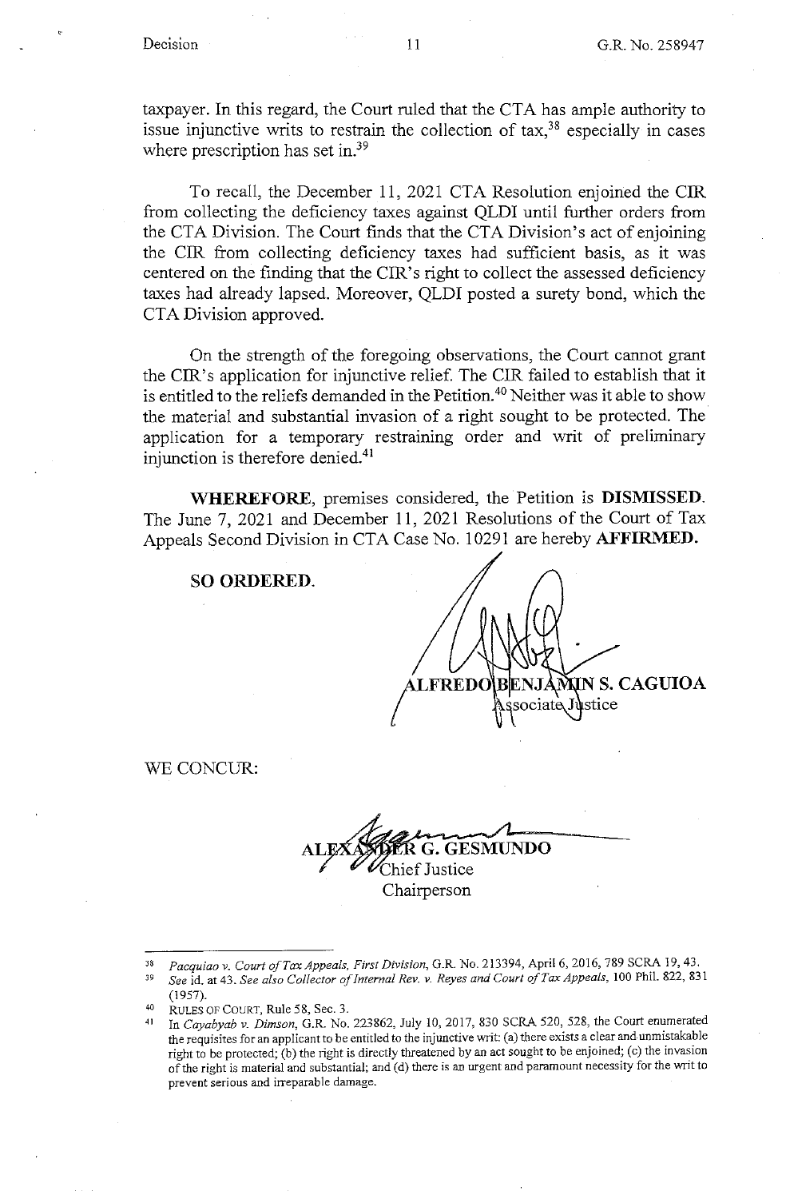taxpayer. In this regard, the Court ruled that the CTA has ample authority to issue injunctive writs to restrain the collection of tax,[38] especially in cases where prescription has set in.[39]

To recall, the December 11, 2021 CTA Resolution enjoined the CIR from collecting the deficiency taxes against QLDI until further orders from the CTA Division. The Court finds that the CTA Division's act of enjoining the CIR from collecting deficiency taxes had sufficient basis, as it was centered on the finding that the CIR's right to collect the assessed deficiency taxes had already lapsed. Moreover, QLDI posted a surety bond, which the CTA Division approved.

On the strength of the foregoing observations, the Court cannot grant the CIR's application for injunctive relief. The CIR failed to establish that it is entitled to the reliefs demanded in the Petition.[40] Neither was it able to show the material and substantial invasion of a right sought to be protected. The application for a temporary restraining order and writ of preliminary injunction is therefore denied.[41]

**WHEREFORE**, premises considered, the Petition is **DISMISSED**. The June 7, 2021 and December 11, 2021 Resolutions of the Court of Tax Appeals Second Division in CTA Case No. 10291 are hereby **AFFIRMED.**

**SO ORDERED.**

**ALFREDO BENJAMIN S. CAGUIOA**
Associate Justice

WE CONCUR:

**ALEXANDER G. GESMUNDO**
Chief Justice
Chairperson

---

[38] *Pacquiao v. Court of Tax Appeals, First Division*, G.R. No. 213394, April 6, 2016, 789 SCRA 19, 43.

[39] *See* id. at 43. *See also Collector of Internal Rev. v. Reyes and Court of Tax Appeals*, 100 Phil. 822, 831 (1957).

[40] RULES OF COURT, Rule 58, Sec. 3.

[41] In *Cayabyab v. Dimson*, G.R. No. 223862, July 10, 2017, 830 SCRA 520, 528, the Court enumerated the requisites for an applicant to be entitled to the injunctive writ: (a) there exists a clear and unmistakable right to be protected; (b) the right is directly threatened by an act sought to be enjoined; (c) the invasion of the right is material and substantial; and (d) there is an urgent and paramount necessity for the writ to prevent serious and irreparable damage.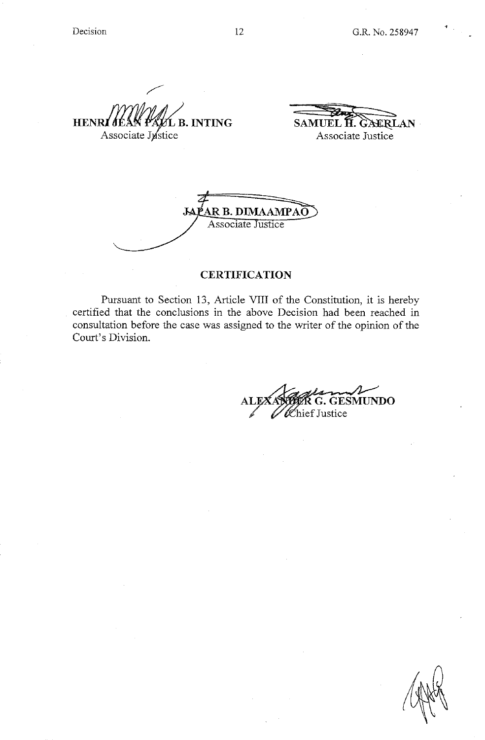**HENRI JEAN PAUL B. INTING**
Associate Justice

**SAMUEL H. GAERLAN**
Associate Justice

**JAPAR B. DIMAAMPAO**
Associate Justice

## CERTIFICATION

Pursuant to Section 13, Article VIII of the Constitution, it is hereby certified that the conclusions in the above Decision had been reached in consultation before the case was assigned to the writer of the opinion of the Court's Division.

**ALEXANDER G. GESMUNDO**
Chief Justice